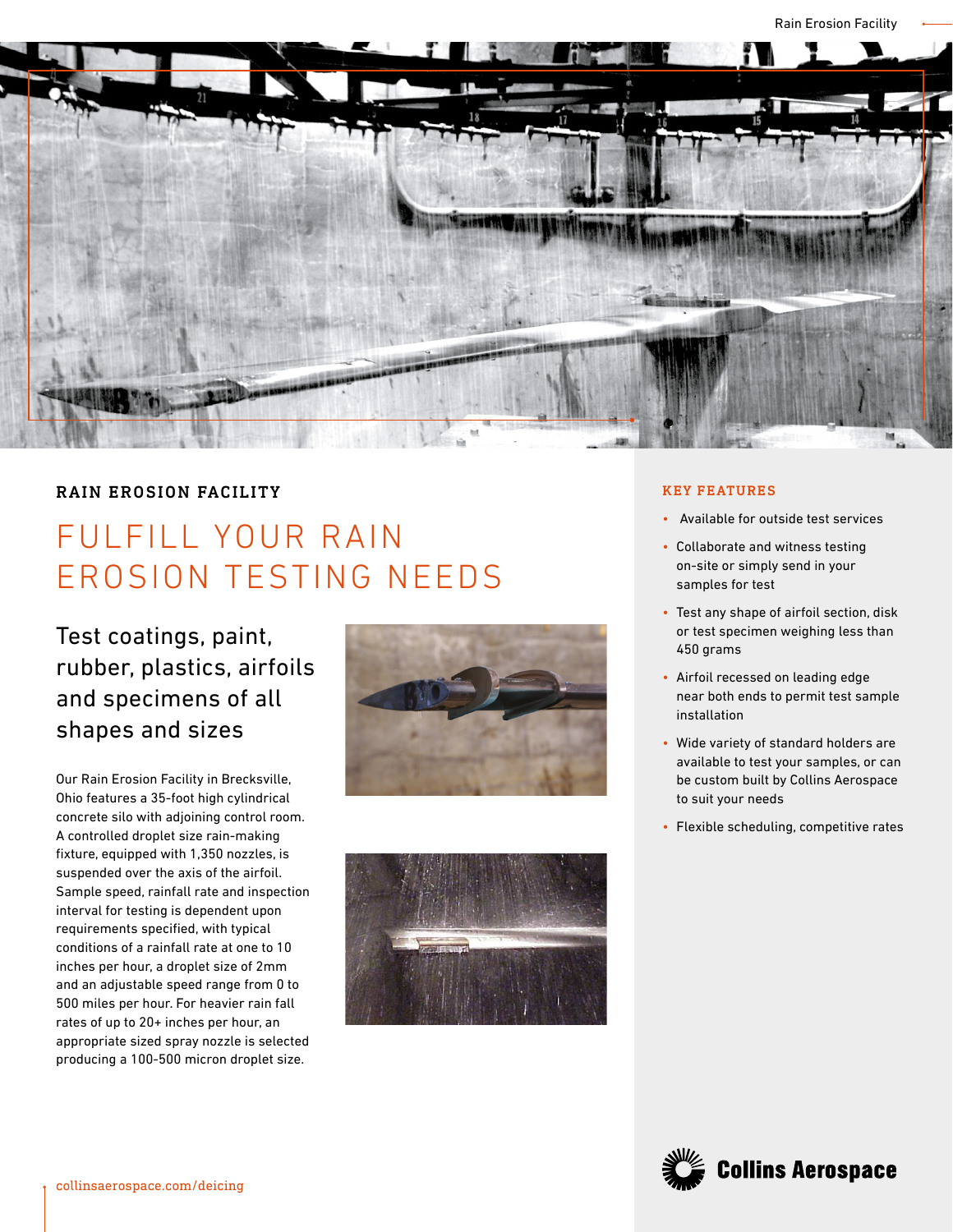## RAIN EROSION FACILITY

# FULFILL YOUR RAIN EROSION TESTING NEEDS

### Test coatings, paint, rubber, plastics, airfoils and specimens of all shapes and sizes

Our Rain Erosion Facility in Brecksville, Ohio features a 35-foot high cylindrical concrete silo with adjoining control room. A controlled droplet size rain-making fixture, equipped with 1,350 nozzles, is suspended over the axis of the airfoil. Sample speed, rainfall rate and inspection interval for testing is dependent upon requirements specified, with typical conditions of a rainfall rate at one to 10 inches per hour, a droplet size of 2mm and an adjustable speed range from 0 to 500 miles per hour. For heavier rain fall rates of up to 20+ inches per hour, an appropriate sized spray nozzle is selected producing a 100-500 micron droplet size.

## KEY FEATURES

- Available for outside test services
- Collaborate and witness testing on-site or simply send in your samples for test
- Test any shape of airfoil section, disk or test specimen weighing less than 450 grams
- Airfoil recessed on leading edge near both ends to permit test sample installation
- Wide variety of standard holders are available to test your samples, or can be custom built by Collins Aerospace to suit your needs
- Flexible scheduling, competitive rates

collinsaerospace.com/deicing

Collins Aerospace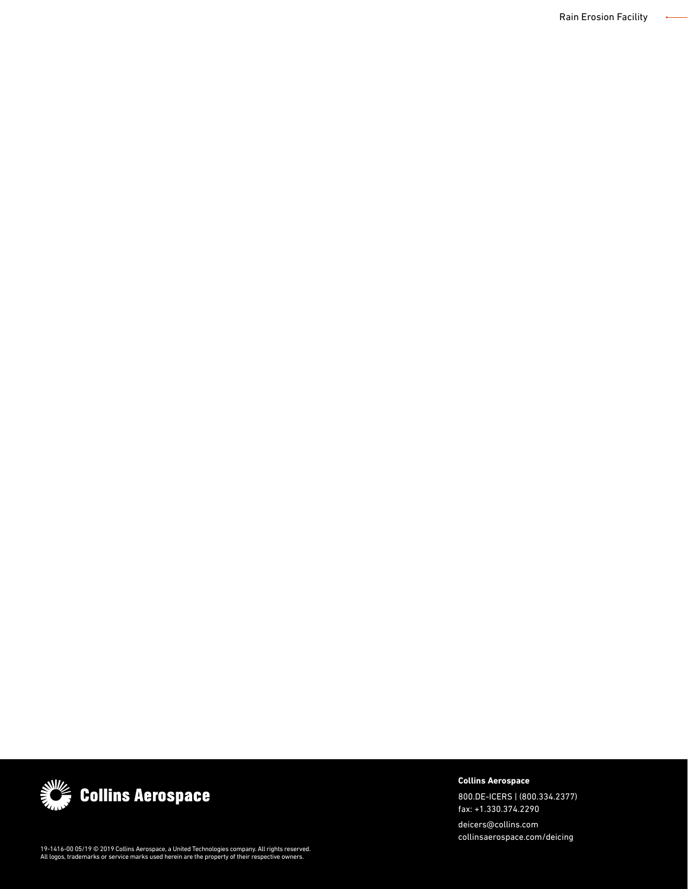**Collins Aerospace**

**Collins Aerospace**

800.DE-ICERS | (800.334.2377)
fax: +1.330.374.2290

deicers@collins.com
collinsaerospace.com/deicing

19-1416-00 05/19 © 2019 Collins Aerospace, a United Technologies company. All rights reserved.
All logos, trademarks or service marks used herein are the property of their respective owners.